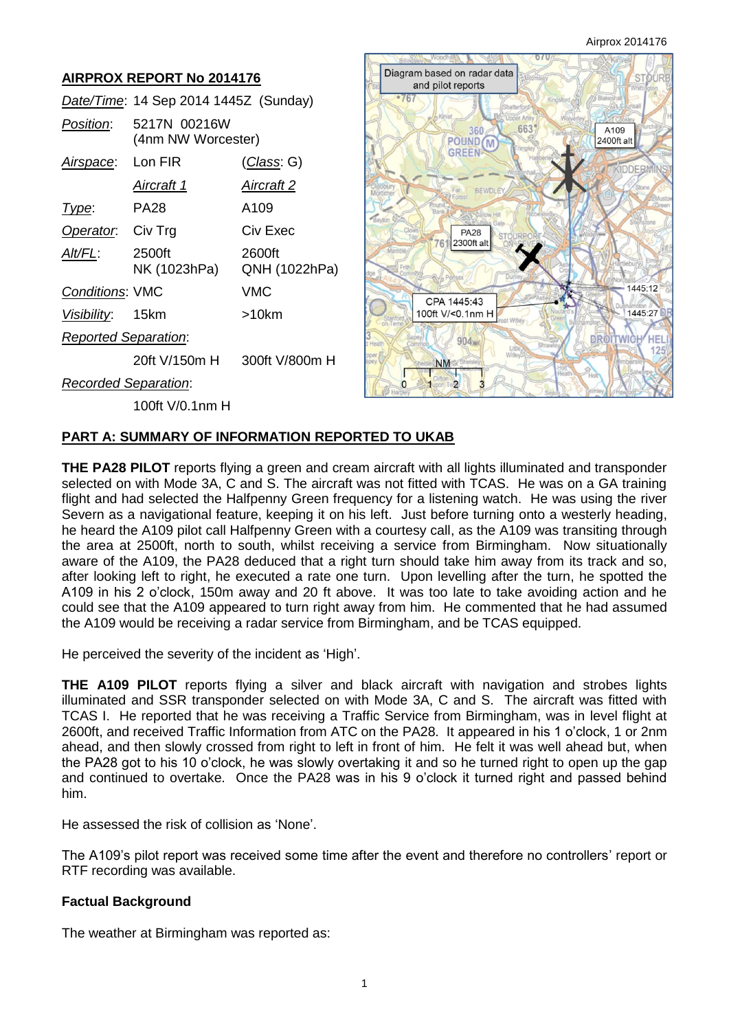## AIRPROX REPORT No 2014176

| | | |
|---|---|---|
| *Date/Time*: | 14 Sep 2014 1445Z (Sunday) | |
| *Position*: | 5217N 00216W (4nm NW Worcester) | |
| *Airspace*: | Lon FIR | (*Class*: G) |
| | *Aircraft 1* | *Aircraft 2* |
| *Type*: | PA28 | A109 |
| *Operator*: | Civ Trg | Civ Exec |
| *Alt/FL*: | 2500ft NK (1023hPa) | 2600ft QNH (1022hPa) |
| *Conditions*: | VMC | VMC |
| *Visibility*: | 15km | >10km |
| *Reported Separation*: | | |
| | 20ft V/150m H | 300ft V/800m H |
| *Recorded Separation*: | | |
| | 100ft V/0.1nm H | |

## PART A: SUMMARY OF INFORMATION REPORTED TO UKAB

**THE PA28 PILOT** reports flying a green and cream aircraft with all lights illuminated and transponder selected on with Mode 3A, C and S. The aircraft was not fitted with TCAS. He was on a GA training flight and had selected the Halfpenny Green frequency for a listening watch. He was using the river Severn as a navigational feature, keeping it on his left. Just before turning onto a westerly heading, he heard the A109 pilot call Halfpenny Green with a courtesy call, as the A109 was transiting through the area at 2500ft, north to south, whilst receiving a service from Birmingham. Now situationally aware of the A109, the PA28 deduced that a right turn should take him away from its track and so, after looking left to right, he executed a rate one turn. Upon levelling after the turn, he spotted the A109 in his 2 o'clock, 150m away and 20 ft above. It was too late to take avoiding action and he could see that the A109 appeared to turn right away from him. He commented that he had assumed the A109 would be receiving a radar service from Birmingham, and be TCAS equipped.

He perceived the severity of the incident as 'High'.

**THE A109 PILOT** reports flying a silver and black aircraft with navigation and strobes lights illuminated and SSR transponder selected on with Mode 3A, C and S. The aircraft was fitted with TCAS I. He reported that he was receiving a Traffic Service from Birmingham, was in level flight at 2600ft, and received Traffic Information from ATC on the PA28. It appeared in his 1 o'clock, 1 or 2nm ahead, and then slowly crossed from right to left in front of him. He felt it was well ahead but, when the PA28 got to his 10 o'clock, he was slowly overtaking it and so he turned right to open up the gap and continued to overtake. Once the PA28 was in his 9 o'clock it turned right and passed behind him.

He assessed the risk of collision as 'None'.

The A109's pilot report was received some time after the event and therefore no controllers' report or RTF recording was available.

### Factual Background

The weather at Birmingham was reported as: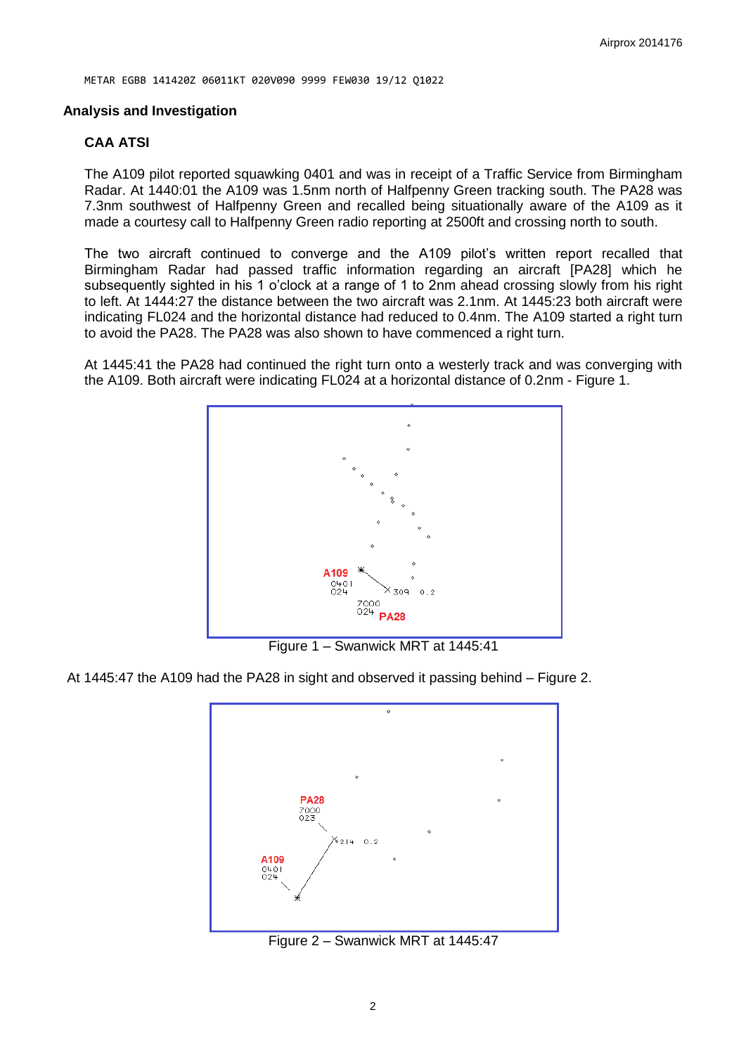```
METAR EGBB 141420Z 06011KT 020V090 9999 FEW030 19/12 Q1022
```

## Analysis and Investigation

### CAA ATSI

The A109 pilot reported squawking 0401 and was in receipt of a Traffic Service from Birmingham Radar. At 1440:01 the A109 was 1.5nm north of Halfpenny Green tracking south. The PA28 was 7.3nm southwest of Halfpenny Green and recalled being situationally aware of the A109 as it made a courtesy call to Halfpenny Green radio reporting at 2500ft and crossing north to south.

The two aircraft continued to converge and the A109 pilot's written report recalled that Birmingham Radar had passed traffic information regarding an aircraft [PA28] which he subsequently sighted in his 1 o'clock at a range of 1 to 2nm ahead crossing slowly from his right to left. At 1444:27 the distance between the two aircraft was 2.1nm. At 1445:23 both aircraft were indicating FL024 and the horizontal distance had reduced to 0.4nm. The A109 started a right turn to avoid the PA28. The PA28 was also shown to have commenced a right turn.

At 1445:41 the PA28 had continued the right turn onto a westerly track and was converging with the A109. Both aircraft were indicating FL024 at a horizontal distance of 0.2nm - Figure 1.

Figure 1 – Swanwick MRT at 1445:41

At 1445:47 the A109 had the PA28 in sight and observed it passing behind – Figure 2.

Figure 2 – Swanwick MRT at 1445:47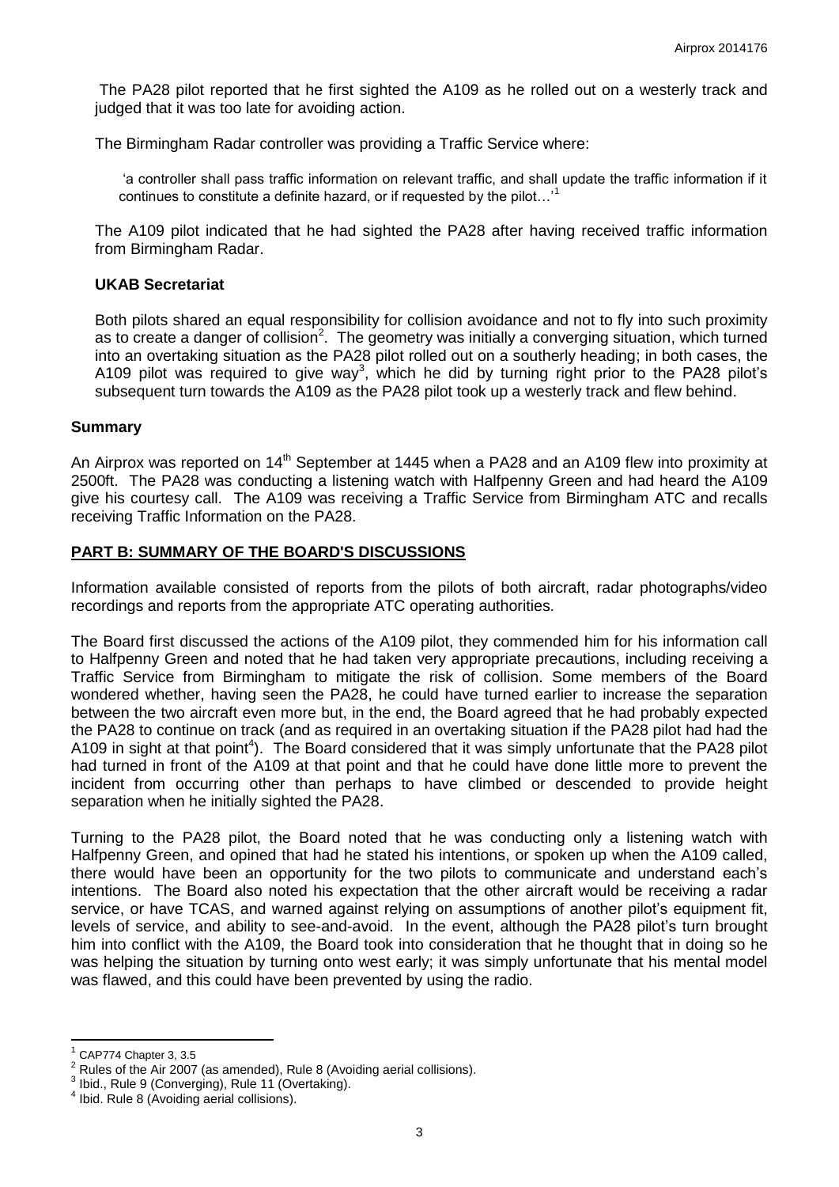The PA28 pilot reported that he first sighted the A109 as he rolled out on a westerly track and judged that it was too late for avoiding action.

The Birmingham Radar controller was providing a Traffic Service where:

> 'a controller shall pass traffic information on relevant traffic, and shall update the traffic information if it continues to constitute a definite hazard, or if requested by the pilot…'[1]

The A109 pilot indicated that he had sighted the PA28 after having received traffic information from Birmingham Radar.

### UKAB Secretariat

Both pilots shared an equal responsibility for collision avoidance and not to fly into such proximity as to create a danger of collision[2]. The geometry was initially a converging situation, which turned into an overtaking situation as the PA28 pilot rolled out on a southerly heading; in both cases, the A109 pilot was required to give way[3], which he did by turning right prior to the PA28 pilot's subsequent turn towards the A109 as the PA28 pilot took up a westerly track and flew behind.

## Summary

An Airprox was reported on 14th September at 1445 when a PA28 and an A109 flew into proximity at 2500ft. The PA28 was conducting a listening watch with Halfpenny Green and had heard the A109 give his courtesy call. The A109 was receiving a Traffic Service from Birmingham ATC and recalls receiving Traffic Information on the PA28.

## PART B: SUMMARY OF THE BOARD'S DISCUSSIONS

Information available consisted of reports from the pilots of both aircraft, radar photographs/video recordings and reports from the appropriate ATC operating authorities.

The Board first discussed the actions of the A109 pilot, they commended him for his information call to Halfpenny Green and noted that he had taken very appropriate precautions, including receiving a Traffic Service from Birmingham to mitigate the risk of collision. Some members of the Board wondered whether, having seen the PA28, he could have turned earlier to increase the separation between the two aircraft even more but, in the end, the Board agreed that he had probably expected the PA28 to continue on track (and as required in an overtaking situation if the PA28 pilot had had the A109 in sight at that point[4]). The Board considered that it was simply unfortunate that the PA28 pilot had turned in front of the A109 at that point and that he could have done little more to prevent the incident from occurring other than perhaps to have climbed or descended to provide height separation when he initially sighted the PA28.

Turning to the PA28 pilot, the Board noted that he was conducting only a listening watch with Halfpenny Green, and opined that had he stated his intentions, or spoken up when the A109 called, there would have been an opportunity for the two pilots to communicate and understand each's intentions. The Board also noted his expectation that the other aircraft would be receiving a radar service, or have TCAS, and warned against relying on assumptions of another pilot's equipment fit, levels of service, and ability to see-and-avoid. In the event, although the PA28 pilot's turn brought him into conflict with the A109, the Board took into consideration that he thought that in doing so he was helping the situation by turning onto west early; it was simply unfortunate that his mental model was flawed, and this could have been prevented by using the radio.

---

[1] CAP774 Chapter 3, 3.5

[2] Rules of the Air 2007 (as amended), Rule 8 (Avoiding aerial collisions).

[3] Ibid., Rule 9 (Converging), Rule 11 (Overtaking).

[4] Ibid. Rule 8 (Avoiding aerial collisions).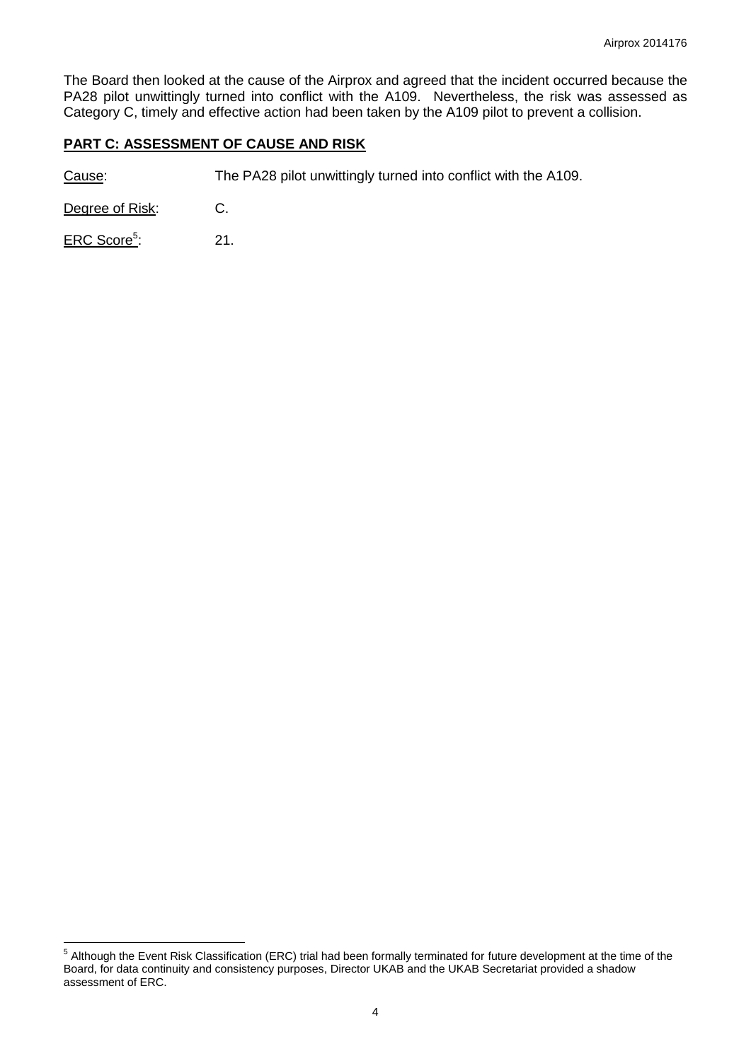The Board then looked at the cause of the Airprox and agreed that the incident occurred because the PA28 pilot unwittingly turned into conflict with the A109. Nevertheless, the risk was assessed as Category C, timely and effective action had been taken by the A109 pilot to prevent a collision.

## PART C: ASSESSMENT OF CAUSE AND RISK

Cause: The PA28 pilot unwittingly turned into conflict with the A109.

Degree of Risk: C.

ERC Score[5]: 21.

---

[5] Although the Event Risk Classification (ERC) trial had been formally terminated for future development at the time of the Board, for data continuity and consistency purposes, Director UKAB and the UKAB Secretariat provided a shadow assessment of ERC.